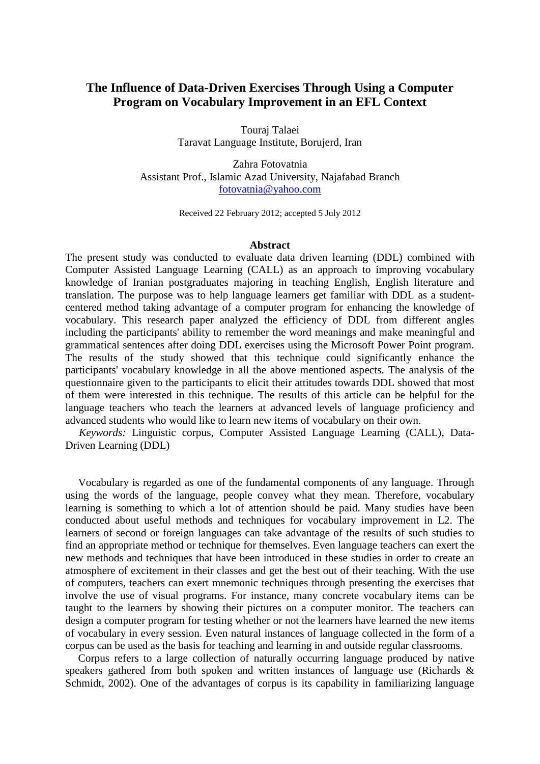# The Influence of Data-Driven Exercises Through Using a Computer Program on Vocabulary Improvement in an EFL Context

Touraj Talaei
Taravat Language Institute, Borujerd, Iran

Zahra Fotovatnia
Assistant Prof., Islamic Azad University, Najafabad Branch
fotovatnia@yahoo.com

Received 22 February 2012; accepted 5 July 2012

## Abstract

The present study was conducted to evaluate data driven learning (DDL) combined with Computer Assisted Language Learning (CALL) as an approach to improving vocabulary knowledge of Iranian postgraduates majoring in teaching English, English literature and translation. The purpose was to help language learners get familiar with DDL as a student-centered method taking advantage of a computer program for enhancing the knowledge of vocabulary. This research paper analyzed the efficiency of DDL from different angles including the participants' ability to remember the word meanings and make meaningful and grammatical sentences after doing DDL exercises using the Microsoft Power Point program. The results of the study showed that this technique could significantly enhance the participants' vocabulary knowledge in all the above mentioned aspects. The analysis of the questionnaire given to the participants to elicit their attitudes towards DDL showed that most of them were interested in this technique. The results of this article can be helpful for the language teachers who teach the learners at advanced levels of language proficiency and advanced students who would like to learn new items of vocabulary on their own.

*Keywords:* Linguistic corpus, Computer Assisted Language Learning (CALL), Data-Driven Learning (DDL)

Vocabulary is regarded as one of the fundamental components of any language. Through using the words of the language, people convey what they mean. Therefore, vocabulary learning is something to which a lot of attention should be paid. Many studies have been conducted about useful methods and techniques for vocabulary improvement in L2. The learners of second or foreign languages can take advantage of the results of such studies to find an appropriate method or technique for themselves. Even language teachers can exert the new methods and techniques that have been introduced in these studies in order to create an atmosphere of excitement in their classes and get the best out of their teaching. With the use of computers, teachers can exert mnemonic techniques through presenting the exercises that involve the use of visual programs. For instance, many concrete vocabulary items can be taught to the learners by showing their pictures on a computer monitor. The teachers can design a computer program for testing whether or not the learners have learned the new items of vocabulary in every session. Even natural instances of language collected in the form of a corpus can be used as the basis for teaching and learning in and outside regular classrooms.

Corpus refers to a large collection of naturally occurring language produced by native speakers gathered from both spoken and written instances of language use (Richards & Schmidt, 2002). One of the advantages of corpus is its capability in familiarizing language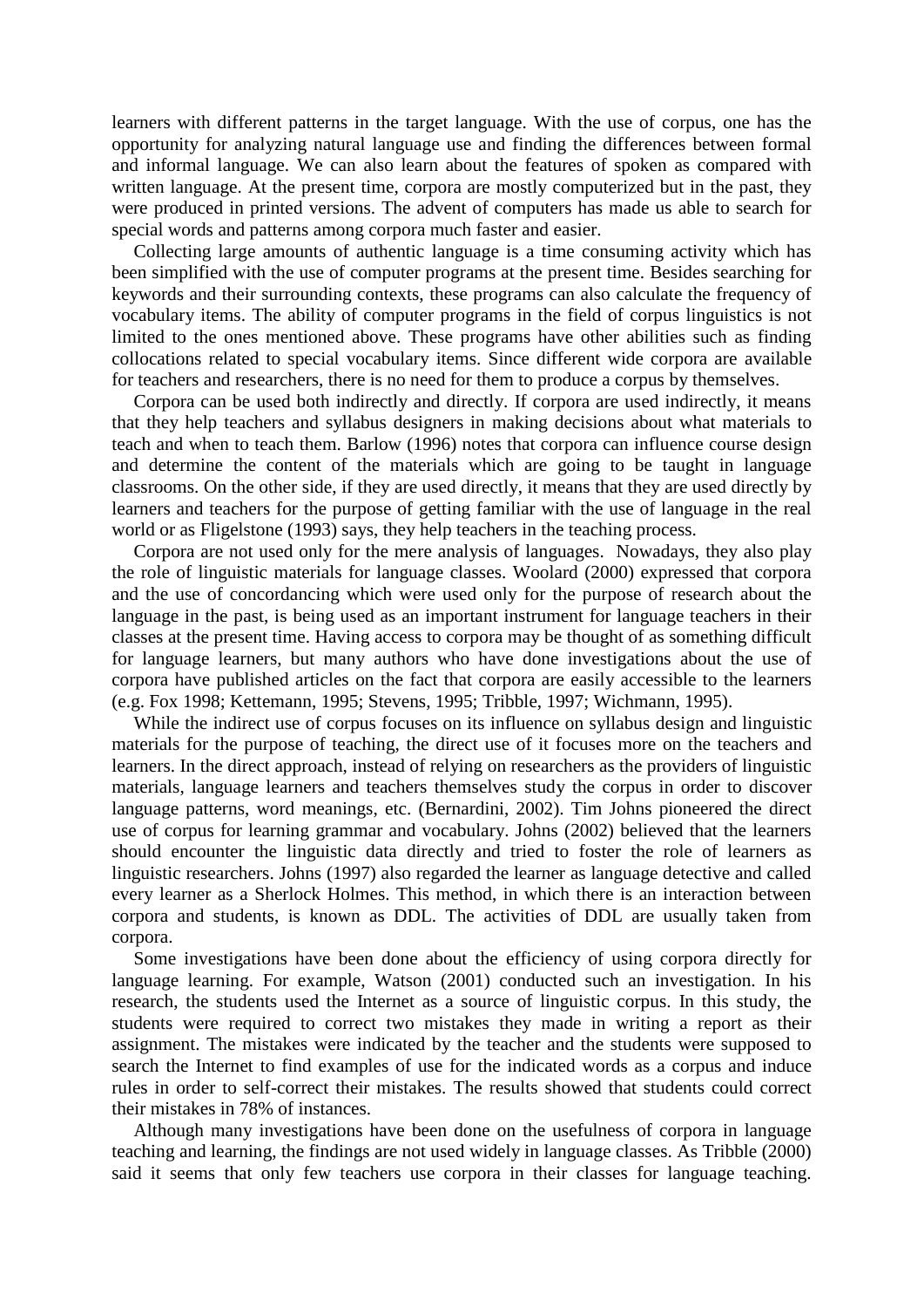learners with different patterns in the target language. With the use of corpus, one has the opportunity for analyzing natural language use and finding the differences between formal and informal language. We can also learn about the features of spoken as compared with written language. At the present time, corpora are mostly computerized but in the past, they were produced in printed versions. The advent of computers has made us able to search for special words and patterns among corpora much faster and easier.

Collecting large amounts of authentic language is a time consuming activity which has been simplified with the use of computer programs at the present time. Besides searching for keywords and their surrounding contexts, these programs can also calculate the frequency of vocabulary items. The ability of computer programs in the field of corpus linguistics is not limited to the ones mentioned above. These programs have other abilities such as finding collocations related to special vocabulary items. Since different wide corpora are available for teachers and researchers, there is no need for them to produce a corpus by themselves.

Corpora can be used both indirectly and directly. If corpora are used indirectly, it means that they help teachers and syllabus designers in making decisions about what materials to teach and when to teach them. Barlow (1996) notes that corpora can influence course design and determine the content of the materials which are going to be taught in language classrooms. On the other side, if they are used directly, it means that they are used directly by learners and teachers for the purpose of getting familiar with the use of language in the real world or as Fligelstone (1993) says, they help teachers in the teaching process.

Corpora are not used only for the mere analysis of languages. Nowadays, they also play the role of linguistic materials for language classes. Woolard (2000) expressed that corpora and the use of concordancing which were used only for the purpose of research about the language in the past, is being used as an important instrument for language teachers in their classes at the present time. Having access to corpora may be thought of as something difficult for language learners, but many authors who have done investigations about the use of corpora have published articles on the fact that corpora are easily accessible to the learners (e.g. Fox 1998; Kettemann, 1995; Stevens, 1995; Tribble, 1997; Wichmann, 1995).

While the indirect use of corpus focuses on its influence on syllabus design and linguistic materials for the purpose of teaching, the direct use of it focuses more on the teachers and learners. In the direct approach, instead of relying on researchers as the providers of linguistic materials, language learners and teachers themselves study the corpus in order to discover language patterns, word meanings, etc. (Bernardini, 2002). Tim Johns pioneered the direct use of corpus for learning grammar and vocabulary. Johns (2002) believed that the learners should encounter the linguistic data directly and tried to foster the role of learners as linguistic researchers. Johns (1997) also regarded the learner as language detective and called every learner as a Sherlock Holmes. This method, in which there is an interaction between corpora and students, is known as DDL. The activities of DDL are usually taken from corpora.

Some investigations have been done about the efficiency of using corpora directly for language learning. For example, Watson (2001) conducted such an investigation. In his research, the students used the Internet as a source of linguistic corpus. In this study, the students were required to correct two mistakes they made in writing a report as their assignment. The mistakes were indicated by the teacher and the students were supposed to search the Internet to find examples of use for the indicated words as a corpus and induce rules in order to self-correct their mistakes. The results showed that students could correct their mistakes in 78% of instances.

Although many investigations have been done on the usefulness of corpora in language teaching and learning, the findings are not used widely in language classes. As Tribble (2000) said it seems that only few teachers use corpora in their classes for language teaching.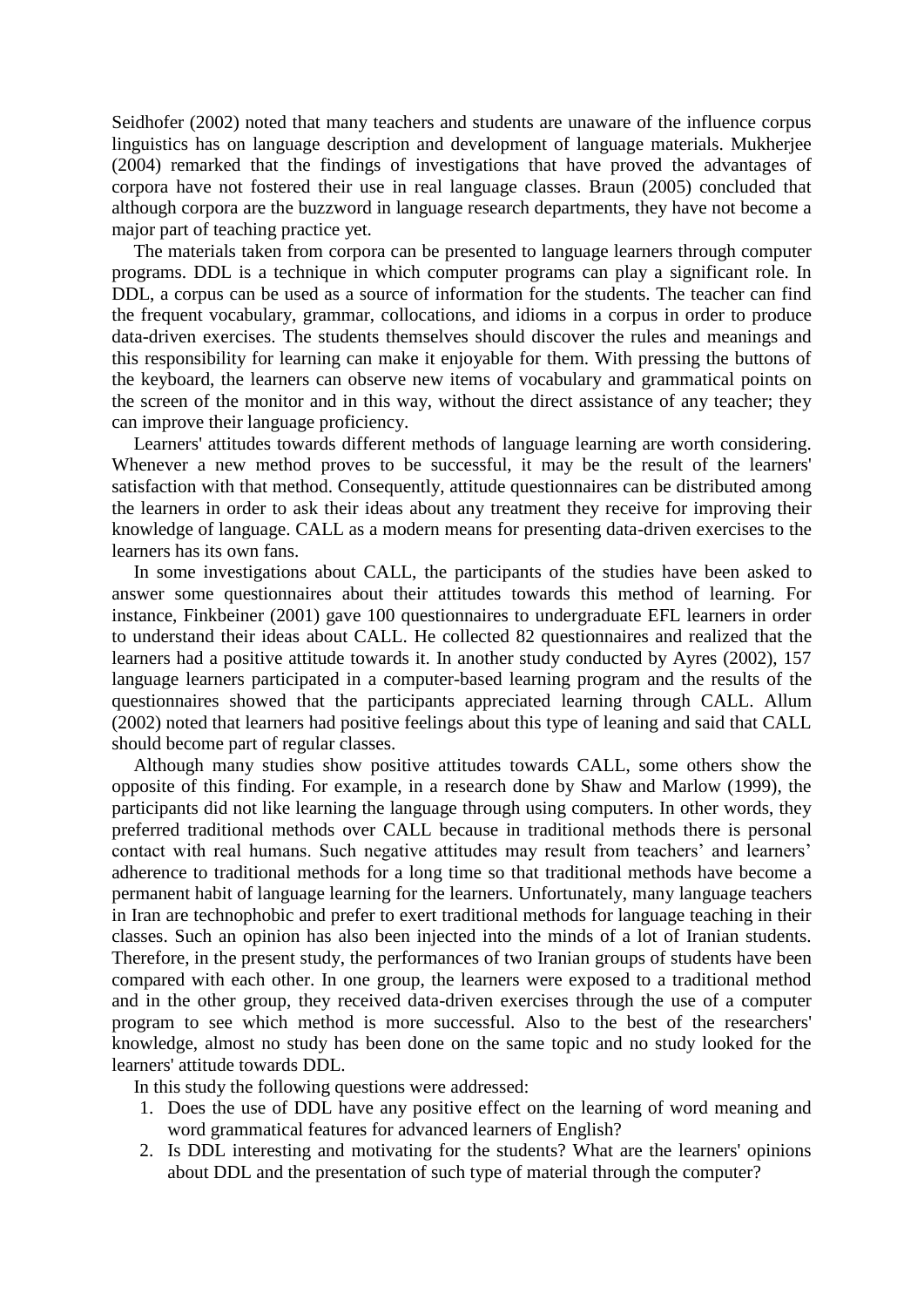Seidhofer (2002) noted that many teachers and students are unaware of the influence corpus linguistics has on language description and development of language materials. Mukherjee (2004) remarked that the findings of investigations that have proved the advantages of corpora have not fostered their use in real language classes. Braun (2005) concluded that although corpora are the buzzword in language research departments, they have not become a major part of teaching practice yet.

The materials taken from corpora can be presented to language learners through computer programs. DDL is a technique in which computer programs can play a significant role. In DDL, a corpus can be used as a source of information for the students. The teacher can find the frequent vocabulary, grammar, collocations, and idioms in a corpus in order to produce data-driven exercises. The students themselves should discover the rules and meanings and this responsibility for learning can make it enjoyable for them. With pressing the buttons of the keyboard, the learners can observe new items of vocabulary and grammatical points on the screen of the monitor and in this way, without the direct assistance of any teacher; they can improve their language proficiency.

Learners' attitudes towards different methods of language learning are worth considering. Whenever a new method proves to be successful, it may be the result of the learners' satisfaction with that method. Consequently, attitude questionnaires can be distributed among the learners in order to ask their ideas about any treatment they receive for improving their knowledge of language. CALL as a modern means for presenting data-driven exercises to the learners has its own fans.

In some investigations about CALL, the participants of the studies have been asked to answer some questionnaires about their attitudes towards this method of learning. For instance, Finkbeiner (2001) gave 100 questionnaires to undergraduate EFL learners in order to understand their ideas about CALL. He collected 82 questionnaires and realized that the learners had a positive attitude towards it. In another study conducted by Ayres (2002), 157 language learners participated in a computer-based learning program and the results of the questionnaires showed that the participants appreciated learning through CALL. Allum (2002) noted that learners had positive feelings about this type of leaning and said that CALL should become part of regular classes.

Although many studies show positive attitudes towards CALL, some others show the opposite of this finding. For example, in a research done by Shaw and Marlow (1999), the participants did not like learning the language through using computers. In other words, they preferred traditional methods over CALL because in traditional methods there is personal contact with real humans. Such negative attitudes may result from teachers' and learners' adherence to traditional methods for a long time so that traditional methods have become a permanent habit of language learning for the learners. Unfortunately, many language teachers in Iran are technophobic and prefer to exert traditional methods for language teaching in their classes. Such an opinion has also been injected into the minds of a lot of Iranian students. Therefore, in the present study, the performances of two Iranian groups of students have been compared with each other. In one group, the learners were exposed to a traditional method and in the other group, they received data-driven exercises through the use of a computer program to see which method is more successful. Also to the best of the researchers' knowledge, almost no study has been done on the same topic and no study looked for the learners' attitude towards DDL.

In this study the following questions were addressed:

1. Does the use of DDL have any positive effect on the learning of word meaning and word grammatical features for advanced learners of English?
2. Is DDL interesting and motivating for the students? What are the learners' opinions about DDL and the presentation of such type of material through the computer?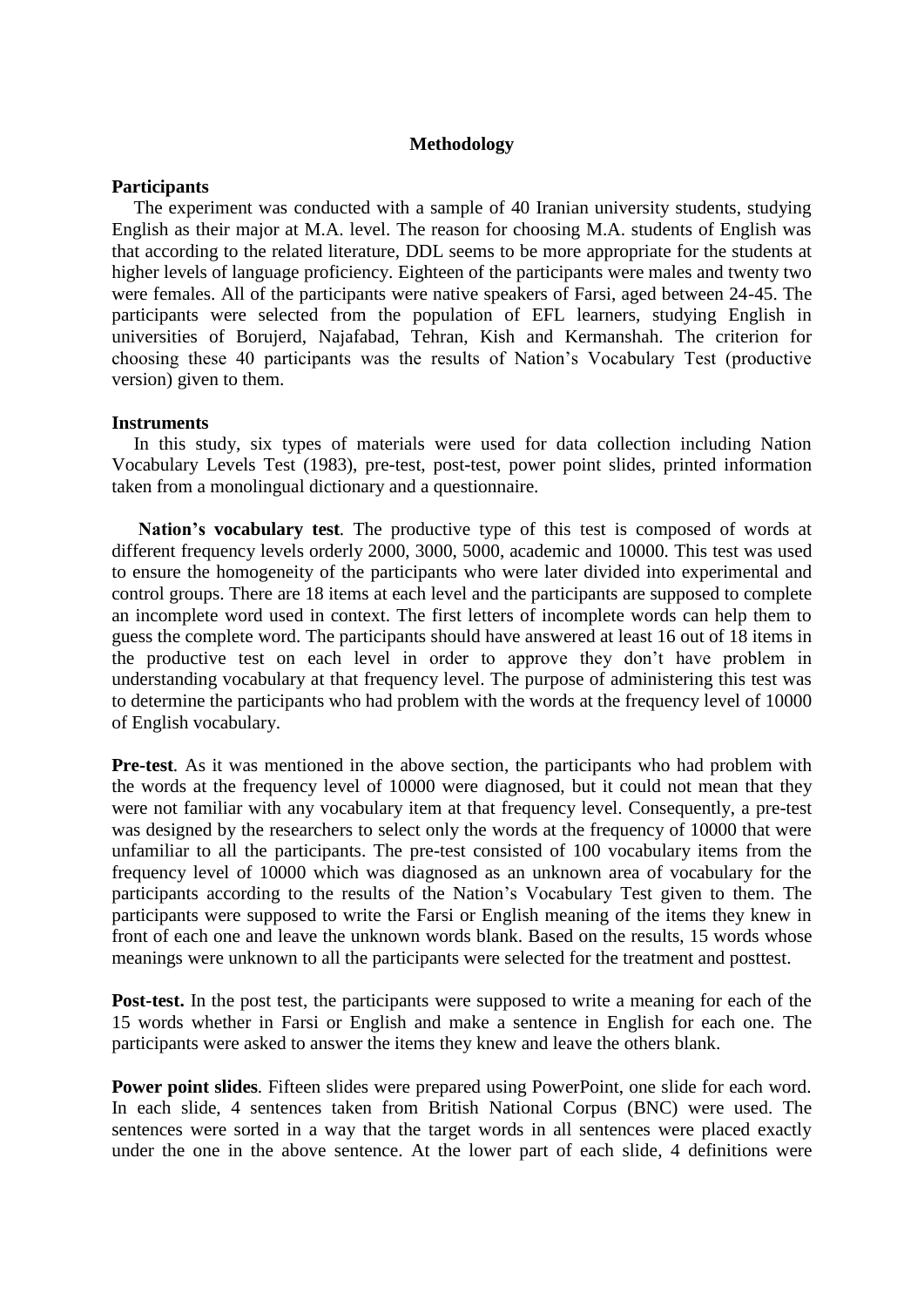## Methodology

### Participants

The experiment was conducted with a sample of 40 Iranian university students, studying English as their major at M.A. level. The reason for choosing M.A. students of English was that according to the related literature, DDL seems to be more appropriate for the students at higher levels of language proficiency. Eighteen of the participants were males and twenty two were females. All of the participants were native speakers of Farsi, aged between 24-45. The participants were selected from the population of EFL learners, studying English in universities of Borujerd, Najafabad, Tehran, Kish and Kermanshah. The criterion for choosing these 40 participants was the results of Nation's Vocabulary Test (productive version) given to them.

### Instruments

In this study, six types of materials were used for data collection including Nation Vocabulary Levels Test (1983), pre-test, post-test, power point slides, printed information taken from a monolingual dictionary and a questionnaire.

**Nation's vocabulary test**. The productive type of this test is composed of words at different frequency levels orderly 2000, 3000, 5000, academic and 10000. This test was used to ensure the homogeneity of the participants who were later divided into experimental and control groups. There are 18 items at each level and the participants are supposed to complete an incomplete word used in context. The first letters of incomplete words can help them to guess the complete word. The participants should have answered at least 16 out of 18 items in the productive test on each level in order to approve they don't have problem in understanding vocabulary at that frequency level. The purpose of administering this test was to determine the participants who had problem with the words at the frequency level of 10000 of English vocabulary.

**Pre-test**. As it was mentioned in the above section, the participants who had problem with the words at the frequency level of 10000 were diagnosed, but it could not mean that they were not familiar with any vocabulary item at that frequency level. Consequently, a pre-test was designed by the researchers to select only the words at the frequency of 10000 that were unfamiliar to all the participants. The pre-test consisted of 100 vocabulary items from the frequency level of 10000 which was diagnosed as an unknown area of vocabulary for the participants according to the results of the Nation's Vocabulary Test given to them. The participants were supposed to write the Farsi or English meaning of the items they knew in front of each one and leave the unknown words blank. Based on the results, 15 words whose meanings were unknown to all the participants were selected for the treatment and posttest.

**Post-test.** In the post test, the participants were supposed to write a meaning for each of the 15 words whether in Farsi or English and make a sentence in English for each one. The participants were asked to answer the items they knew and leave the others blank.

**Power point slides**. Fifteen slides were prepared using PowerPoint, one slide for each word. In each slide, 4 sentences taken from British National Corpus (BNC) were used. The sentences were sorted in a way that the target words in all sentences were placed exactly under the one in the above sentence. At the lower part of each slide, 4 definitions were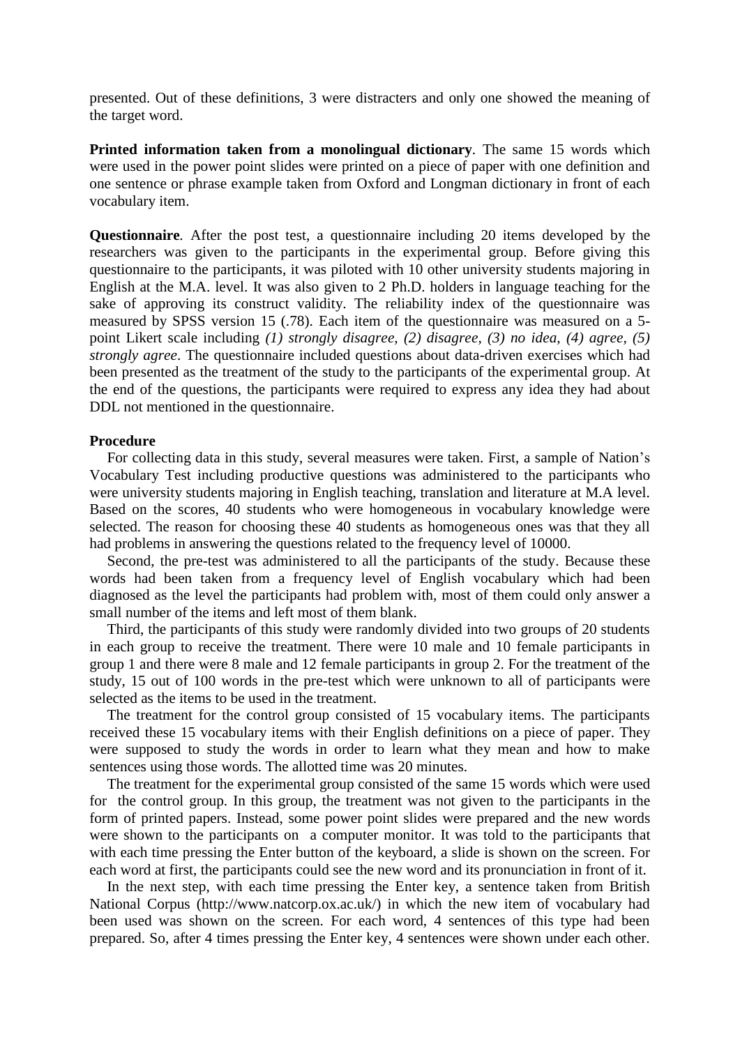presented. Out of these definitions, 3 were distracters and only one showed the meaning of the target word.

**Printed information taken from a monolingual dictionary**. The same 15 words which were used in the power point slides were printed on a piece of paper with one definition and one sentence or phrase example taken from Oxford and Longman dictionary in front of each vocabulary item.

**Questionnaire**. After the post test, a questionnaire including 20 items developed by the researchers was given to the participants in the experimental group. Before giving this questionnaire to the participants, it was piloted with 10 other university students majoring in English at the M.A. level. It was also given to 2 Ph.D. holders in language teaching for the sake of approving its construct validity. The reliability index of the questionnaire was measured by SPSS version 15 (.78). Each item of the questionnaire was measured on a 5-point Likert scale including *(1) strongly disagree, (2) disagree, (3) no idea, (4) agree, (5) strongly agree*. The questionnaire included questions about data-driven exercises which had been presented as the treatment of the study to the participants of the experimental group. At the end of the questions, the participants were required to express any idea they had about DDL not mentioned in the questionnaire.

**Procedure**

For collecting data in this study, several measures were taken. First, a sample of Nation's Vocabulary Test including productive questions was administered to the participants who were university students majoring in English teaching, translation and literature at M.A level. Based on the scores, 40 students who were homogeneous in vocabulary knowledge were selected. The reason for choosing these 40 students as homogeneous ones was that they all had problems in answering the questions related to the frequency level of 10000.

Second, the pre-test was administered to all the participants of the study. Because these words had been taken from a frequency level of English vocabulary which had been diagnosed as the level the participants had problem with, most of them could only answer a small number of the items and left most of them blank.

Third, the participants of this study were randomly divided into two groups of 20 students in each group to receive the treatment. There were 10 male and 10 female participants in group 1 and there were 8 male and 12 female participants in group 2. For the treatment of the study, 15 out of 100 words in the pre-test which were unknown to all of participants were selected as the items to be used in the treatment.

The treatment for the control group consisted of 15 vocabulary items. The participants received these 15 vocabulary items with their English definitions on a piece of paper. They were supposed to study the words in order to learn what they mean and how to make sentences using those words. The allotted time was 20 minutes.

The treatment for the experimental group consisted of the same 15 words which were used for the control group. In this group, the treatment was not given to the participants in the form of printed papers. Instead, some power point slides were prepared and the new words were shown to the participants on a computer monitor. It was told to the participants that with each time pressing the Enter button of the keyboard, a slide is shown on the screen. For each word at first, the participants could see the new word and its pronunciation in front of it.

In the next step, with each time pressing the Enter key, a sentence taken from British National Corpus (http://www.natcorp.ox.ac.uk/) in which the new item of vocabulary had been used was shown on the screen. For each word, 4 sentences of this type had been prepared. So, after 4 times pressing the Enter key, 4 sentences were shown under each other.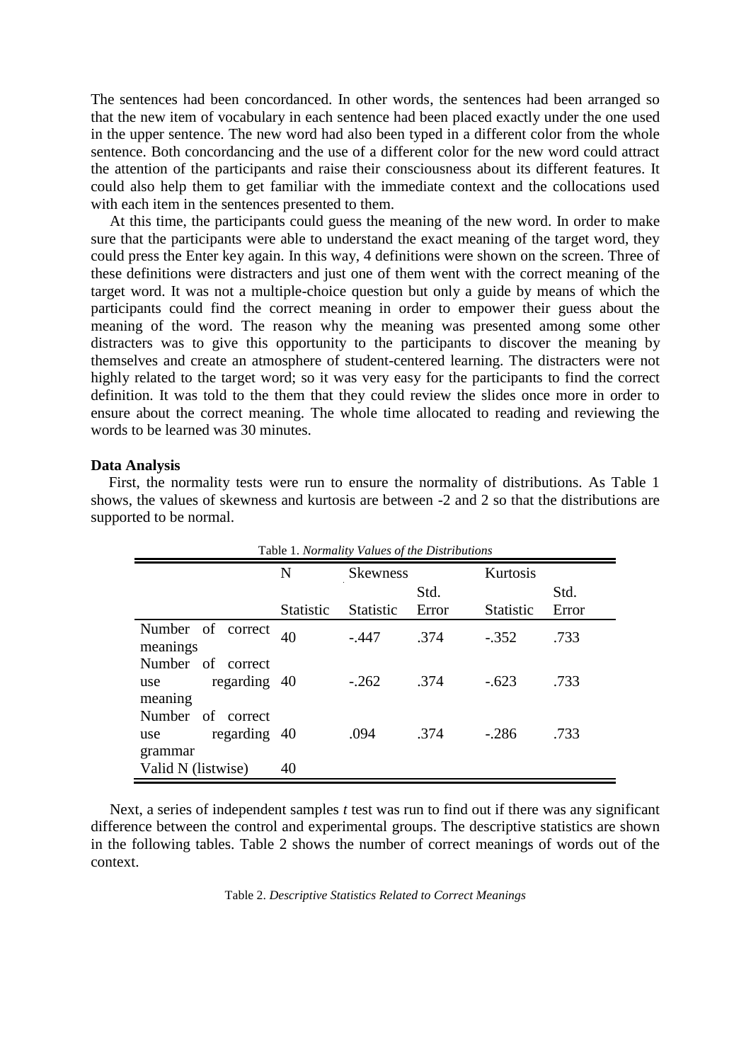The sentences had been concordanced. In other words, the sentences had been arranged so that the new item of vocabulary in each sentence had been placed exactly under the one used in the upper sentence. The new word had also been typed in a different color from the whole sentence. Both concordancing and the use of a different color for the new word could attract the attention of the participants and raise their consciousness about its different features. It could also help them to get familiar with the immediate context and the collocations used with each item in the sentences presented to them.

At this time, the participants could guess the meaning of the new word. In order to make sure that the participants were able to understand the exact meaning of the target word, they could press the Enter key again. In this way, 4 definitions were shown on the screen. Three of these definitions were distracters and just one of them went with the correct meaning of the target word. It was not a multiple-choice question but only a guide by means of which the participants could find the correct meaning in order to empower their guess about the meaning of the word. The reason why the meaning was presented among some other distracters was to give this opportunity to the participants to discover the meaning by themselves and create an atmosphere of student-centered learning. The distracters were not highly related to the target word; so it was very easy for the participants to find the correct definition. It was told to the them that they could review the slides once more in order to ensure about the correct meaning. The whole time allocated to reading and reviewing the words to be learned was 30 minutes.

**Data Analysis**

First, the normality tests were run to ensure the normality of distributions. As Table 1 shows, the values of skewness and kurtosis are between -2 and 2 so that the distributions are supported to be normal.

Table 1. *Normality Values of the Distributions*

| | N | Skewness | | Kurtosis | |
|---|---|---|---|---|---|
| | Statistic | Statistic | Std. Error | Statistic | Std. Error |
| Number of correct meanings | 40 | -.447 | .374 | -.352 | .733 |
| Number of correct use regarding meaning | 40 | -.262 | .374 | -.623 | .733 |
| Number of correct use regarding grammar | 40 | .094 | .374 | -.286 | .733 |
| Valid N (listwise) | 40 | | | | |

Next, a series of independent samples *t* test was run to find out if there was any significant difference between the control and experimental groups. The descriptive statistics are shown in the following tables. Table 2 shows the number of correct meanings of words out of the context.

Table 2. *Descriptive Statistics Related to Correct Meanings*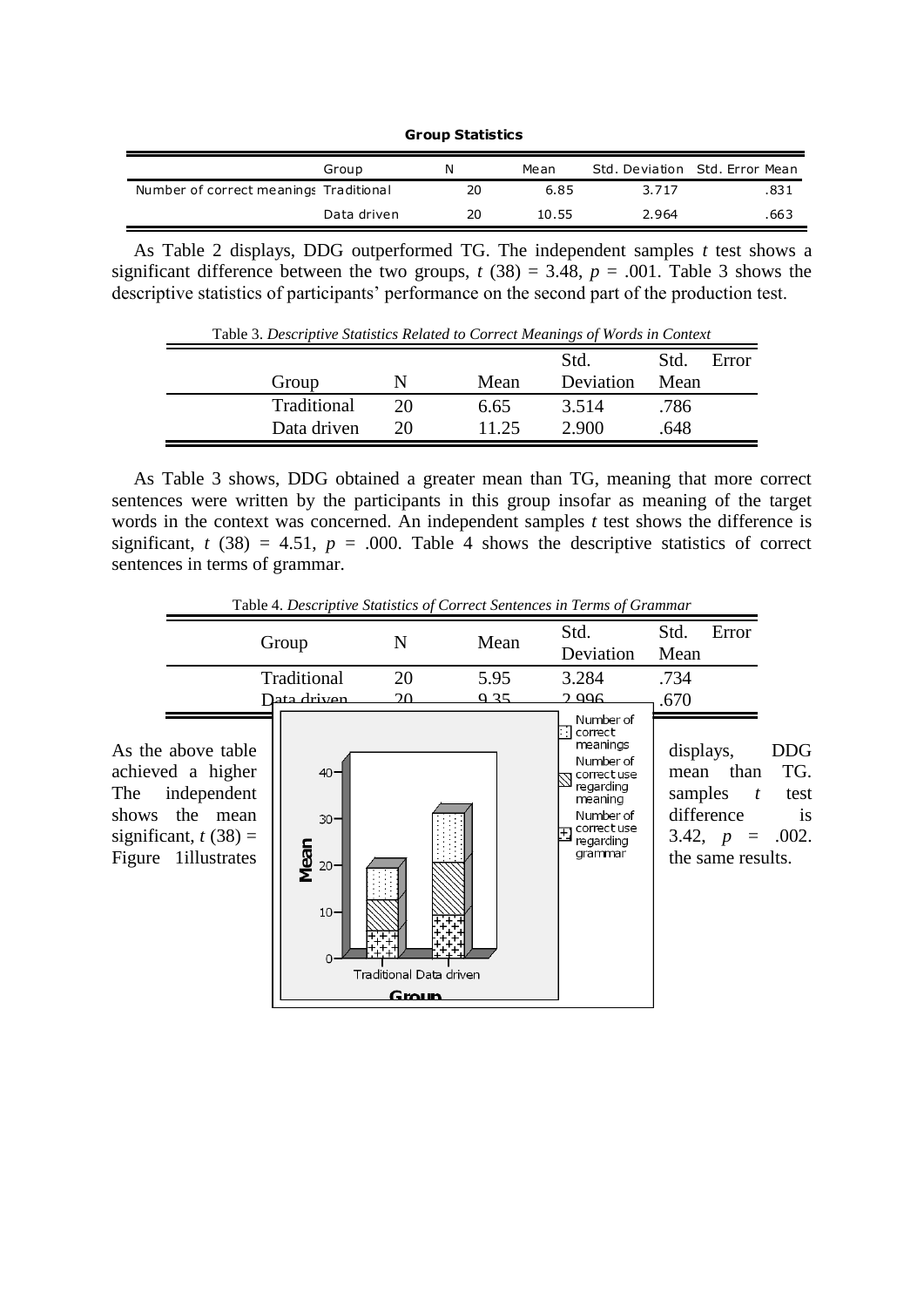**Group Statistics**

| | Group | N | Mean | Std. Deviation | Std. Error Mean |
|---|---|---|---|---|---|
| Number of correct meanings | Traditional | 20 | 6.85 | 3.717 | .831 |
| | Data driven | 20 | 10.55 | 2.964 | .663 |

As Table 2 displays, DDG outperformed TG. The independent samples *t* test shows a significant difference between the two groups, $t$ (38) = 3.48, $p$ = .001. Table 3 shows the descriptive statistics of participants' performance on the second part of the production test.

Table 3. *Descriptive Statistics Related to Correct Meanings of Words in Context*

| Group | N | Mean | Std. Deviation | Std. Error Mean |
|---|---|---|---|---|
| Traditional | 20 | 6.65 | 3.514 | .786 |
| Data driven | 20 | 11.25 | 2.900 | .648 |

As Table 3 shows, DDG obtained a greater mean than TG, meaning that more correct sentences were written by the participants in this group insofar as meaning of the target words in the context was concerned. An independent samples *t* test shows the difference is significant, $t$ (38) = 4.51, $p$ = .000. Table 4 shows the descriptive statistics of correct sentences in terms of grammar.

Table 4. *Descriptive Statistics of Correct Sentences in Terms of Grammar*

| Group | N | Mean | Std. Deviation | Std. Error Mean |
|---|---|---|---|---|
| Traditional | 20 | 5.95 | 3.284 | .734 |
| Data driven | 20 | 9.35 | 2.996 | .670 |

As the above table displays, DDG achieved a higher mean than TG. The independent samples *t* test shows the mean difference is significant, $t$ (38) = 3.42, $p$ = .002. Figure 1illustrates the same results.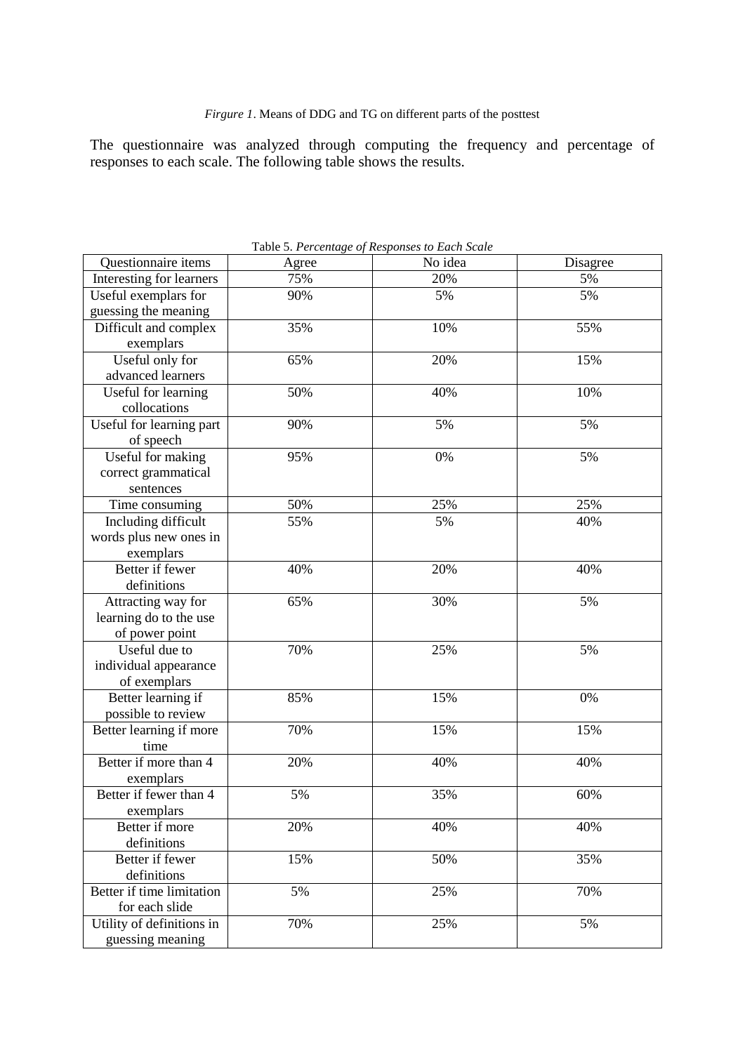*Firgure 1*. Means of DDG and TG on different parts of the posttest

The questionnaire was analyzed through computing the frequency and percentage of responses to each scale. The following table shows the results.

Table 5. *Percentage of Responses to Each Scale*

| Questionnaire items | Agree | No idea | Disagree |
|---|---|---|---|
| Interesting for learners | 75% | 20% | 5% |
| Useful exemplars for guessing the meaning | 90% | 5% | 5% |
| Difficult and complex exemplars | 35% | 10% | 55% |
| Useful only for advanced learners | 65% | 20% | 15% |
| Useful for learning collocations | 50% | 40% | 10% |
| Useful for learning part of speech | 90% | 5% | 5% |
| Useful for making correct grammatical sentences | 95% | 0% | 5% |
| Time consuming | 50% | 25% | 25% |
| Including difficult words plus new ones in exemplars | 55% | 5% | 40% |
| Better if fewer definitions | 40% | 20% | 40% |
| Attracting way for learning do to the use of power point | 65% | 30% | 5% |
| Useful due to individual appearance of exemplars | 70% | 25% | 5% |
| Better learning if possible to review | 85% | 15% | 0% |
| Better learning if more time | 70% | 15% | 15% |
| Better if more than 4 exemplars | 20% | 40% | 40% |
| Better if fewer than 4 exemplars | 5% | 35% | 60% |
| Better if more definitions | 20% | 40% | 40% |
| Better if fewer definitions | 15% | 50% | 35% |
| Better if time limitation for each slide | 5% | 25% | 70% |
| Utility of definitions in guessing meaning | 70% | 25% | 5% |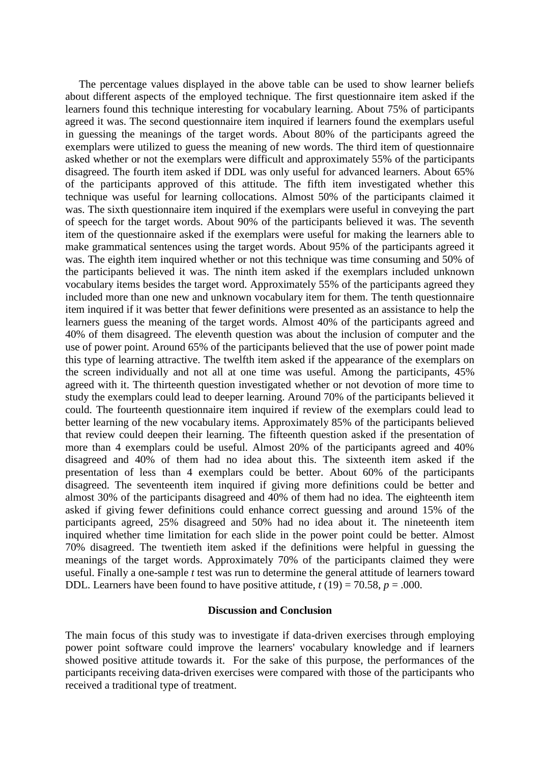The percentage values displayed in the above table can be used to show learner beliefs about different aspects of the employed technique. The first questionnaire item asked if the learners found this technique interesting for vocabulary learning. About 75% of participants agreed it was. The second questionnaire item inquired if learners found the exemplars useful in guessing the meanings of the target words. About 80% of the participants agreed the exemplars were utilized to guess the meaning of new words. The third item of questionnaire asked whether or not the exemplars were difficult and approximately 55% of the participants disagreed. The fourth item asked if DDL was only useful for advanced learners. About 65% of the participants approved of this attitude. The fifth item investigated whether this technique was useful for learning collocations. Almost 50% of the participants claimed it was. The sixth questionnaire item inquired if the exemplars were useful in conveying the part of speech for the target words. About 90% of the participants believed it was. The seventh item of the questionnaire asked if the exemplars were useful for making the learners able to make grammatical sentences using the target words. About 95% of the participants agreed it was. The eighth item inquired whether or not this technique was time consuming and 50% of the participants believed it was. The ninth item asked if the exemplars included unknown vocabulary items besides the target word. Approximately 55% of the participants agreed they included more than one new and unknown vocabulary item for them. The tenth questionnaire item inquired if it was better that fewer definitions were presented as an assistance to help the learners guess the meaning of the target words. Almost 40% of the participants agreed and 40% of them disagreed. The eleventh question was about the inclusion of computer and the use of power point. Around 65% of the participants believed that the use of power point made this type of learning attractive. The twelfth item asked if the appearance of the exemplars on the screen individually and not all at one time was useful. Among the participants, 45% agreed with it. The thirteenth question investigated whether or not devotion of more time to study the exemplars could lead to deeper learning. Around 70% of the participants believed it could. The fourteenth questionnaire item inquired if review of the exemplars could lead to better learning of the new vocabulary items. Approximately 85% of the participants believed that review could deepen their learning. The fifteenth question asked if the presentation of more than 4 exemplars could be useful. Almost 20% of the participants agreed and 40% disagreed and 40% of them had no idea about this. The sixteenth item asked if the presentation of less than 4 exemplars could be better. About 60% of the participants disagreed. The seventeenth item inquired if giving more definitions could be better and almost 30% of the participants disagreed and 40% of them had no idea. The eighteenth item asked if giving fewer definitions could enhance correct guessing and around 15% of the participants agreed, 25% disagreed and 50% had no idea about it. The nineteenth item inquired whether time limitation for each slide in the power point could be better. Almost 70% disagreed. The twentieth item asked if the definitions were helpful in guessing the meanings of the target words. Approximately 70% of the participants claimed they were useful. Finally a one-sample *t* test was run to determine the general attitude of learners toward DDL. Learners have been found to have positive attitude, $t\,(19) = 70.58$, $p = .000$.

## Discussion and Conclusion

The main focus of this study was to investigate if data-driven exercises through employing power point software could improve the learners' vocabulary knowledge and if learners showed positive attitude towards it. For the sake of this purpose, the performances of the participants receiving data-driven exercises were compared with those of the participants who received a traditional type of treatment.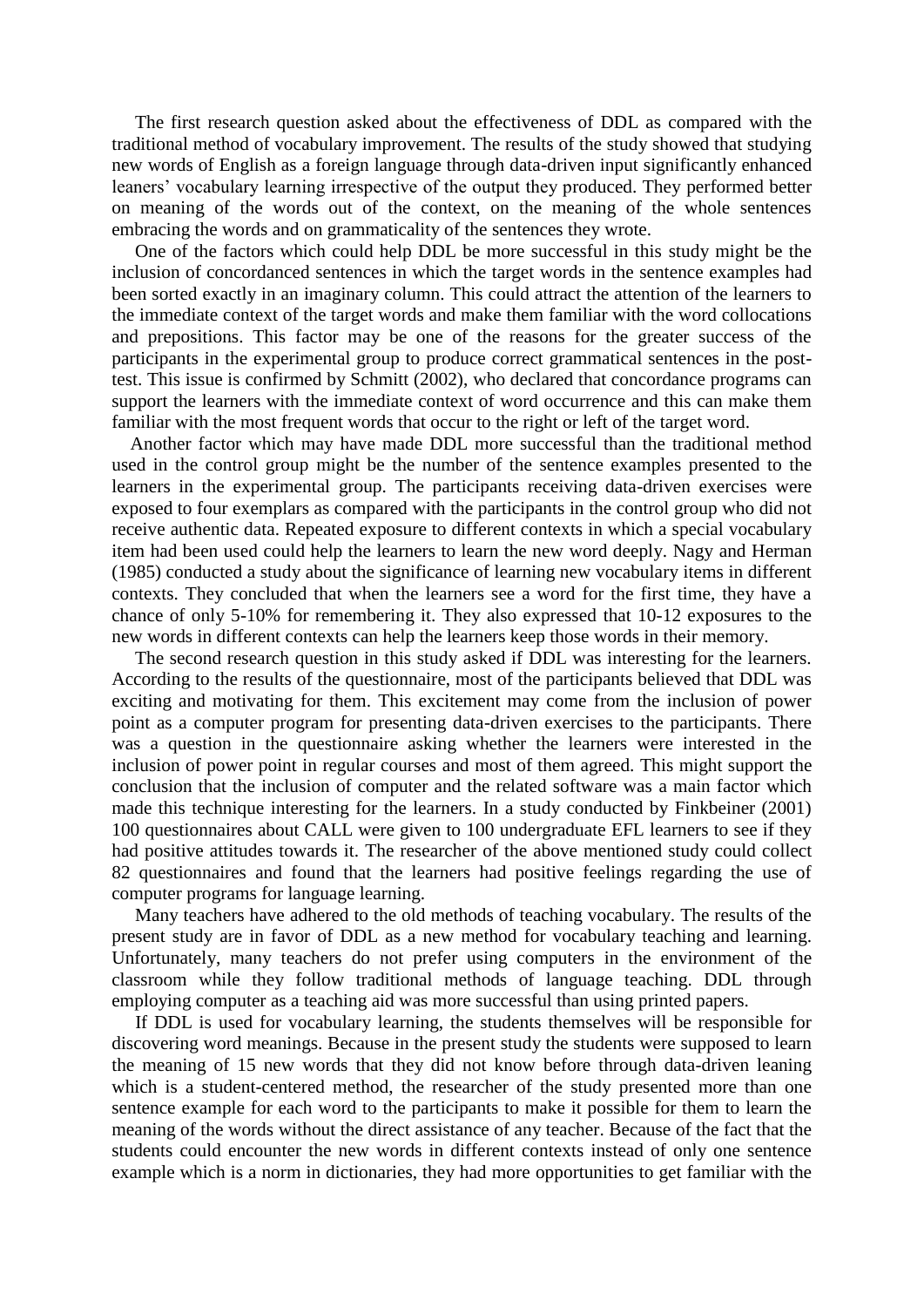The first research question asked about the effectiveness of DDL as compared with the traditional method of vocabulary improvement. The results of the study showed that studying new words of English as a foreign language through data-driven input significantly enhanced leaners' vocabulary learning irrespective of the output they produced. They performed better on meaning of the words out of the context, on the meaning of the whole sentences embracing the words and on grammaticality of the sentences they wrote.

One of the factors which could help DDL be more successful in this study might be the inclusion of concordanced sentences in which the target words in the sentence examples had been sorted exactly in an imaginary column. This could attract the attention of the learners to the immediate context of the target words and make them familiar with the word collocations and prepositions. This factor may be one of the reasons for the greater success of the participants in the experimental group to produce correct grammatical sentences in the post-test. This issue is confirmed by Schmitt (2002), who declared that concordance programs can support the learners with the immediate context of word occurrence and this can make them familiar with the most frequent words that occur to the right or left of the target word.

Another factor which may have made DDL more successful than the traditional method used in the control group might be the number of the sentence examples presented to the learners in the experimental group. The participants receiving data-driven exercises were exposed to four exemplars as compared with the participants in the control group who did not receive authentic data. Repeated exposure to different contexts in which a special vocabulary item had been used could help the learners to learn the new word deeply. Nagy and Herman (1985) conducted a study about the significance of learning new vocabulary items in different contexts. They concluded that when the learners see a word for the first time, they have a chance of only 5-10% for remembering it. They also expressed that 10-12 exposures to the new words in different contexts can help the learners keep those words in their memory.

The second research question in this study asked if DDL was interesting for the learners. According to the results of the questionnaire, most of the participants believed that DDL was exciting and motivating for them. This excitement may come from the inclusion of power point as a computer program for presenting data-driven exercises to the participants. There was a question in the questionnaire asking whether the learners were interested in the inclusion of power point in regular courses and most of them agreed. This might support the conclusion that the inclusion of computer and the related software was a main factor which made this technique interesting for the learners. In a study conducted by Finkbeiner (2001) 100 questionnaires about CALL were given to 100 undergraduate EFL learners to see if they had positive attitudes towards it. The researcher of the above mentioned study could collect 82 questionnaires and found that the learners had positive feelings regarding the use of computer programs for language learning.

Many teachers have adhered to the old methods of teaching vocabulary. The results of the present study are in favor of DDL as a new method for vocabulary teaching and learning. Unfortunately, many teachers do not prefer using computers in the environment of the classroom while they follow traditional methods of language teaching. DDL through employing computer as a teaching aid was more successful than using printed papers.

If DDL is used for vocabulary learning, the students themselves will be responsible for discovering word meanings. Because in the present study the students were supposed to learn the meaning of 15 new words that they did not know before through data-driven leaning which is a student-centered method, the researcher of the study presented more than one sentence example for each word to the participants to make it possible for them to learn the meaning of the words without the direct assistance of any teacher. Because of the fact that the students could encounter the new words in different contexts instead of only one sentence example which is a norm in dictionaries, they had more opportunities to get familiar with the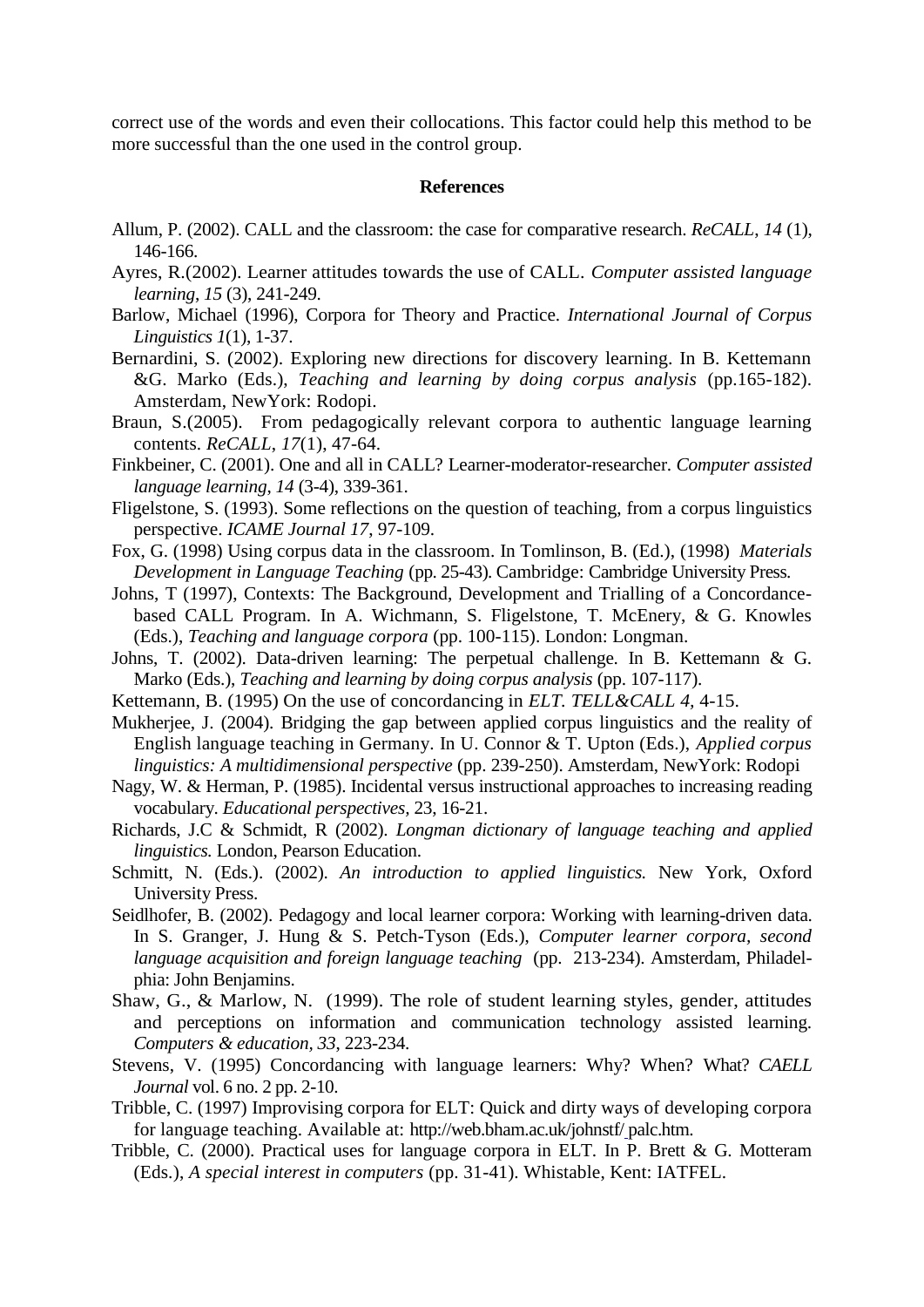correct use of the words and even their collocations. This factor could help this method to be more successful than the one used in the control group.

## References

Allum, P. (2002). CALL and the classroom: the case for comparative research. *ReCALL, 14* (1), 146-166.

Ayres, R.(2002). Learner attitudes towards the use of CALL. *Computer assisted language learning*, *15* (3), 241-249.

Barlow, Michael (1996), Corpora for Theory and Practice. *International Journal of Corpus Linguistics 1*(1), 1-37.

Bernardini, S. (2002). Exploring new directions for discovery learning. In B. Kettemann &G. Marko (Eds.), *Teaching and learning by doing corpus analysis* (pp.165-182). Amsterdam, NewYork: Rodopi.

Braun, S.(2005). From pedagogically relevant corpora to authentic language learning contents. *ReCALL*, *17*(1), 47-64.

Finkbeiner, C. (2001). One and all in CALL? Learner-moderator-researcher. *Computer assisted language learning*, *14* (3-4), 339-361.

Fligelstone, S. (1993). Some reflections on the question of teaching, from a corpus linguistics perspective. *ICAME Journal 17*, 97-109.

Fox, G. (1998) Using corpus data in the classroom. In Tomlinson, B. (Ed.), (1998) *Materials Development in Language Teaching* (pp. 25-43). Cambridge: Cambridge University Press.

Johns, T (1997), Contexts: The Background, Development and Trialling of a Concordance-based CALL Program. In A. Wichmann, S. Fligelstone, T. McEnery, & G. Knowles (Eds.), *Teaching and language corpora* (pp. 100-115). London: Longman.

Johns, T. (2002). Data-driven learning: The perpetual challenge. In B. Kettemann & G. Marko (Eds.), *Teaching and learning by doing corpus analysis* (pp. 107-117).

Kettemann, B. (1995) On the use of concordancing in *ELT. TELL&CALL 4*, 4-15.

Mukherjee, J. (2004). Bridging the gap between applied corpus linguistics and the reality of English language teaching in Germany. In U. Connor & T. Upton (Eds.), *Applied corpus linguistics: A multidimensional perspective* (pp. 239-250). Amsterdam, NewYork: Rodopi

Nagy, W. & Herman, P. (1985). Incidental versus instructional approaches to increasing reading vocabulary. *Educational perspectives*, 23, 16-21.

Richards, J.C & Schmidt, R (2002). *Longman dictionary of language teaching and applied linguistics.* London, Pearson Education.

Schmitt, N. (Eds.). (2002). *An introduction to applied linguistics.* New York, Oxford University Press.

Seidlhofer, B. (2002). Pedagogy and local learner corpora: Working with learning-driven data. In S. Granger, J. Hung & S. Petch-Tyson (Eds.), *Computer learner corpora, second language acquisition and foreign language teaching* (pp. 213-234). Amsterdam, Philadelphia: John Benjamins.

Shaw, G., & Marlow, N. (1999). The role of student learning styles, gender, attitudes and perceptions on information and communication technology assisted learning. *Computers & education, 33*, 223-234.

Stevens, V. (1995) Concordancing with language learners: Why? When? What? *CAELL Journal* vol. 6 no. 2 pp. 2-10.

Tribble, C. (1997) Improvising corpora for ELT: Quick and dirty ways of developing corpora for language teaching. Available at: http://web.bham.ac.uk/johnstf/ palc.htm.

Tribble, C. (2000). Practical uses for language corpora in ELT. In P. Brett & G. Motteram (Eds.), *A special interest in computers* (pp. 31-41). Whistable, Kent: IATFEL.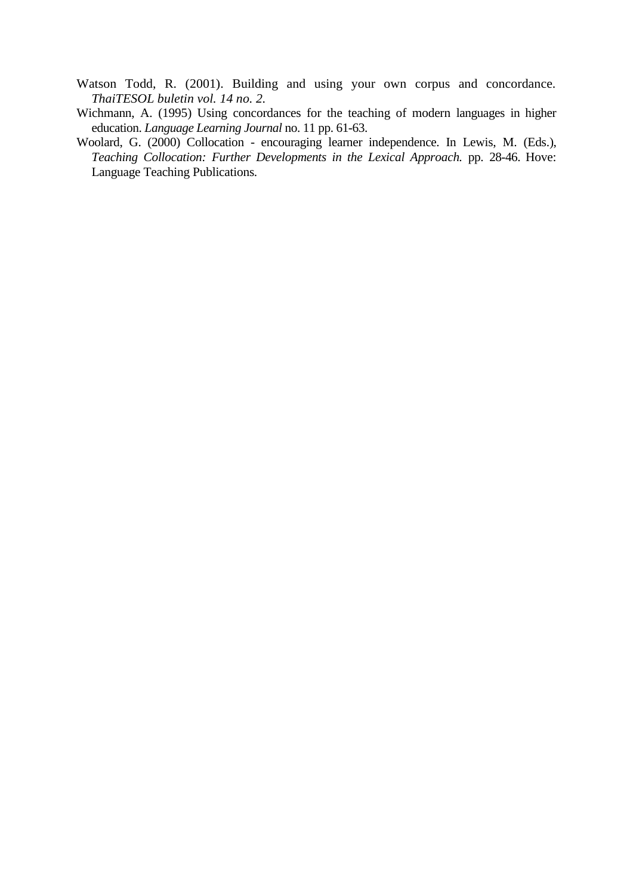Watson Todd, R. (2001). Building and using your own corpus and concordance. *ThaiTESOL buletin vol. 14 no. 2*.

Wichmann, A. (1995) Using concordances for the teaching of modern languages in higher education. *Language Learning Journal* no. 11 pp. 61-63.

Woolard, G. (2000) Collocation - encouraging learner independence. In Lewis, M. (Eds.), *Teaching Collocation: Further Developments in the Lexical Approach.* pp. 28-46. Hove: Language Teaching Publications.